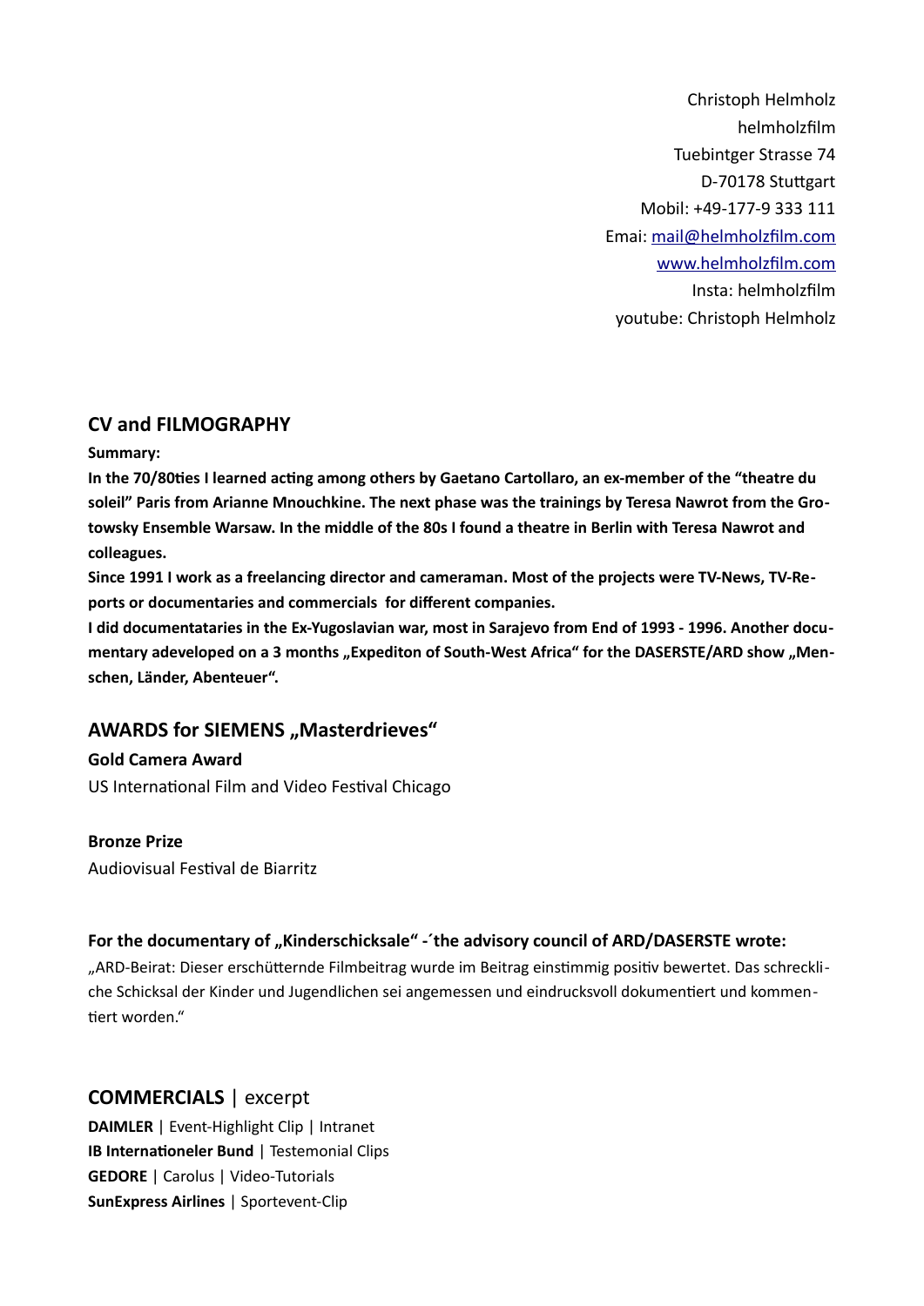Christoph Helmholz
helmholzfilm
Tuebintger Strasse 74
D-70178 Stuttgart
Mobil: +49-177-9 333 111
Emai: mail@helmholzfilm.com
www.helmholzfilm.com
Insta: helmholzfilm
youtube: Christoph Helmholz

## CV and FILMOGRAPHY

**Summary:**

**In the 70/80ties I learned acting among others by Gaetano Cartollaro, an ex-member of the "theatre du soleil" Paris from Arianne Mnouchkine. The next phase was the trainings by Teresa Nawrot from the Grotowsky Ensemble Warsaw. In the middle of the 80s I found a theatre in Berlin with Teresa Nawrot and colleagues.**

**Since 1991 I work as a freelancing director and cameraman. Most of the projects were TV-News, TV-Reports or documentaries and commercials for different companies.**

**I did documentataries in the Ex-Yugoslavian war, most in Sarajevo from End of 1993 - 1996. Another documentary adeveloped on a 3 months „Expediton of South-West Africa" for the DASERSTE/ARD show „Menschen, Länder, Abenteuer".**

## AWARDS for SIEMENS „Masterdrieves"

**Gold Camera Award**
US International Film and Video Festival Chicago

**Bronze Prize**
Audiovisual Festival de Biarritz

**For the documentary of „Kinderschicksale" -´the advisory council of ARD/DASERSTE wrote:**

„ARD-Beirat: Dieser erschütternde Filmbeitrag wurde im Beitrag einstimmig positiv bewertet. Das schreckliche Schicksal der Kinder und Jugendlichen sei angemessen und eindrucksvoll dokumentiert und kommentiert worden."

## COMMERCIALS | excerpt

**DAIMLER** | Event-Highlight Clip | Intranet
**IB Internationeler Bund** | Testemonial Clips
**GEDORE** | Carolus | Video-Tutorials
**SunExpress Airlines** | Sportevent-Clip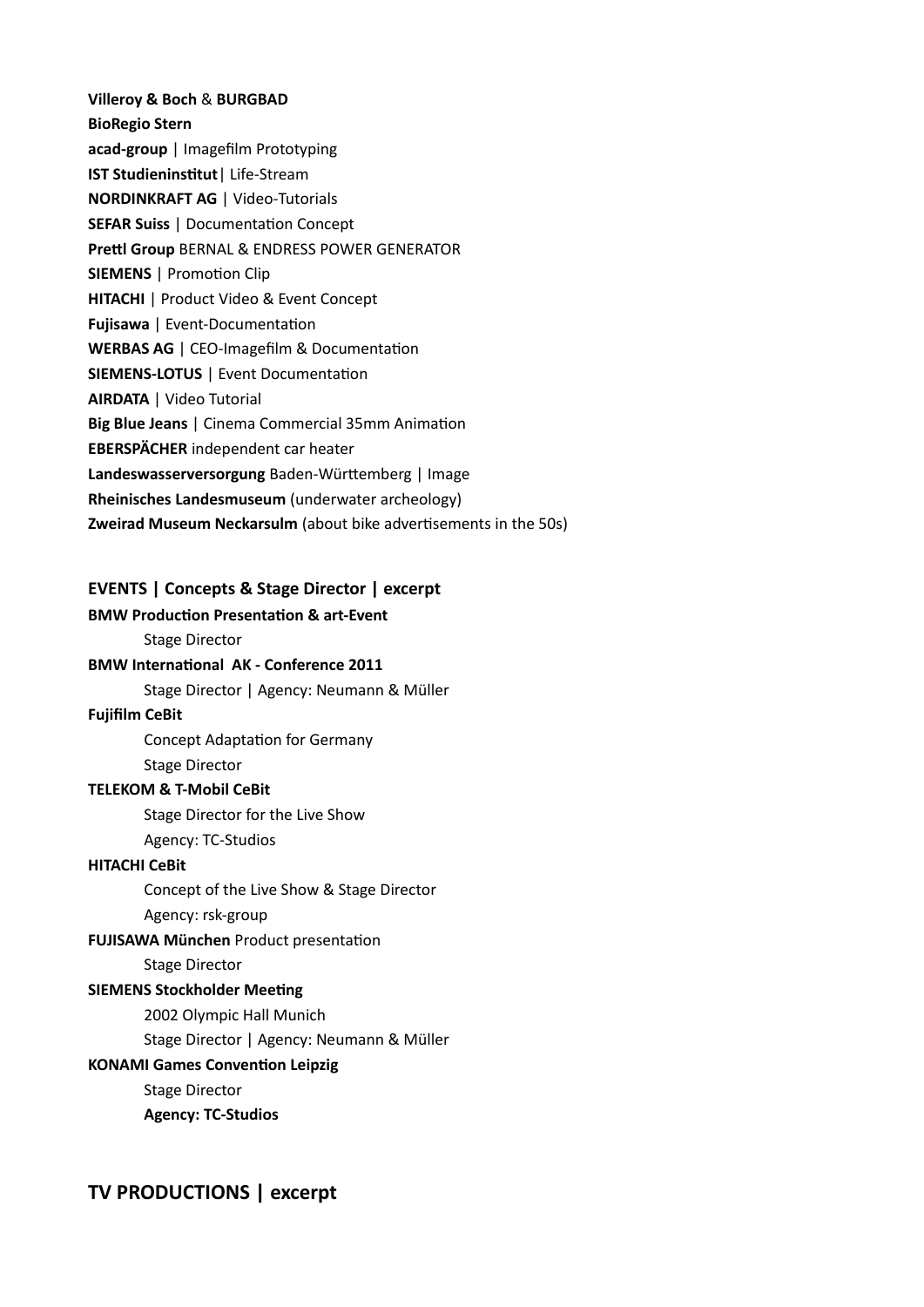**Villeroy & Boch** & **BURGBAD**
**BioRegio Stern**
**acad-group** | Imagefilm Prototyping
**IST Studieninstitut**| Life-Stream
**NORDINKRAFT AG** | Video-Tutorials
**SEFAR Suiss** | Documentation Concept
**Prettl Group** BERNAL & ENDRESS POWER GENERATOR
**SIEMENS** | Promotion Clip
**HITACHI** | Product Video & Event Concept
**Fujisawa** | Event-Documentation
**WERBAS AG** | CEO-Imagefilm & Documentation
**SIEMENS-LOTUS** | Event Documentation
**AIRDATA** | Video Tutorial
**Big Blue Jeans** | Cinema Commercial 35mm Animation
**EBERSPÄCHER** independent car heater
**Landeswasserversorgung** Baden-Württemberg | Image
**Rheinisches Landesmuseum** (underwater archeology)
**Zweirad Museum Neckarsulm** (about bike advertisements in the 50s)

### EVENTS | Concepts & Stage Director | excerpt

**BMW Production Presentation & art-Event**
Stage Director

**BMW International AK - Conference 2011**
Stage Director | Agency: Neumann & Müller

**Fujifilm CeBit**
Concept Adaptation for Germany
Stage Director

**TELEKOM & T-Mobil CeBit**
Stage Director for the Live Show
Agency: TC-Studios

**HITACHI CeBit**
Concept of the Live Show & Stage Director
Agency: rsk-group

**FUJISAWA München** Product presentation
Stage Director

**SIEMENS Stockholder Meeting**
2002 Olympic Hall Munich
Stage Director | Agency: Neumann & Müller

**KONAMI Games Convention Leipzig**
Stage Director
**Agency: TC-Studios**

## TV PRODUCTIONS | excerpt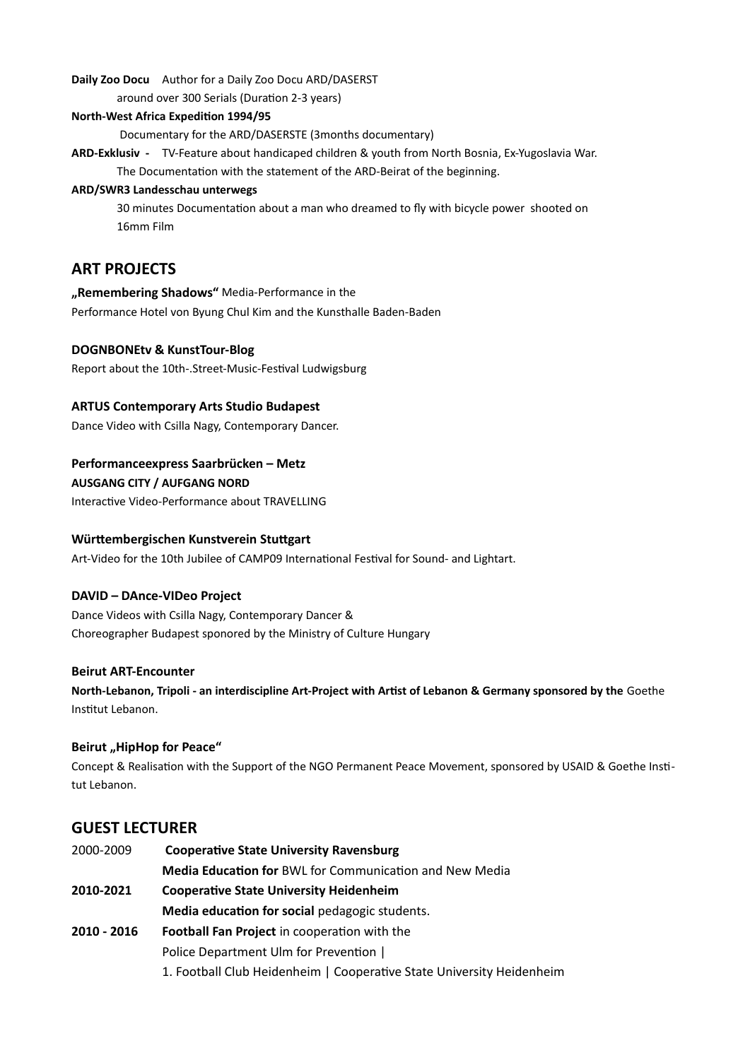**Daily Zoo Docu** Author for a Daily Zoo Docu ARD/DASERST

around over 300 Serials (Duration 2-3 years)

**North-West Africa Expedition 1994/95**

Documentary for the ARD/DASERSTE (3months documentary)

**ARD-Exklusiv -** TV-Feature about handicaped children & youth from North Bosnia, Ex-Yugoslavia War. The Documentation with the statement of the ARD-Beirat of the beginning.

**ARD/SWR3 Landesschau unterwegs**

30 minutes Documentation about a man who dreamed to fly with bicycle power shooted on 16mm Film

## ART PROJECTS

**„Remembering Shadows"** Media-Performance in the
Performance Hotel von Byung Chul Kim and the Kunsthalle Baden-Baden

**DOGNBONEtv & KunstTour-Blog**
Report about the 10th-.Street-Music-Festival Ludwigsburg

**ARTUS Contemporary Arts Studio Budapest**
Dance Video with Csilla Nagy, Contemporary Dancer.

**Performanceexpress Saarbrücken – Metz**
**AUSGANG CITY / AUFGANG NORD**
Interactive Video-Performance about TRAVELLING

**Württembergischen Kunstverein Stuttgart**
Art-Video for the 10th Jubilee of CAMP09 International Festival for Sound- and Lightart.

**DAVID – DAnce-VIDeo Project**
Dance Videos with Csilla Nagy, Contemporary Dancer &
Choreographer Budapest sponored by the Ministry of Culture Hungary

**Beirut ART-Encounter**
**North-Lebanon, Tripoli - an interdiscipline Art-Project with Artist of Lebanon & Germany sponsored by the** Goethe Institut Lebanon.

**Beirut „HipHop for Peace"**
Concept & Realisation with the Support of the NGO Permanent Peace Movement, sponsored by USAID & Goethe Institut Lebanon.

## GUEST LECTURER

2000-2009 **Cooperative State University Ravensburg**
**Media Education for** BWL for Communication and New Media

**2010-2021** **Cooperative State University Heidenheim**
**Media education for social** pedagogic students.

**2010 - 2016** **Football Fan Project** in cooperation with the
Police Department Ulm for Prevention |
1. Football Club Heidenheim | Cooperative State University Heidenheim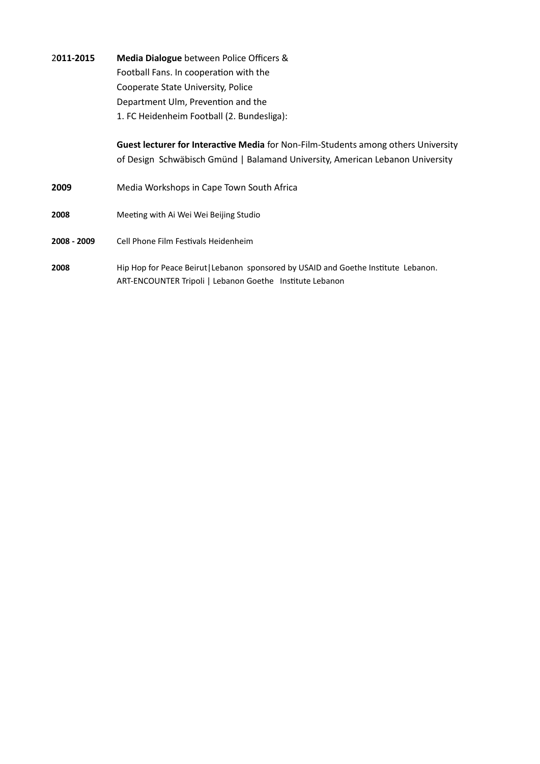**2011-2015** **Media Dialogue** between Police Officers & Football Fans. In cooperation with the Cooperate State University, Police Department Ulm, Prevention and the 1. FC Heidenheim Football (2. Bundesliga):

**Guest lecturer for Interactive Media** for Non-Film-Students among others University of Design Schwäbisch Gmünd | Balamand University, American Lebanon University

**2009** Media Workshops in Cape Town South Africa

**2008** Meeting with Ai Wei Wei Beijing Studio

**2008 - 2009** Cell Phone Film Festivals Heidenheim

**2008** Hip Hop for Peace Beirut|Lebanon sponsored by USAID and Goethe Institute Lebanon.
ART-ENCOUNTER Tripoli | Lebanon Goethe Institute Lebanon